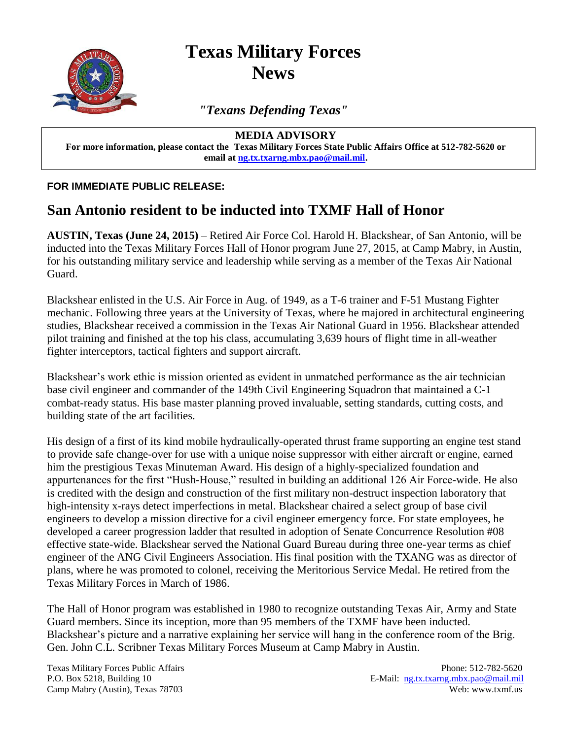# Texas Military Forces News

*"Texans Defending Texas"*

**MEDIA ADVISORY**

**For more information, please contact the Texas Military Forces State Public Affairs Office at 512-782-5620 or email at [ng.tx.txarng.mbx.pao@mail.mil](mailto:ng.tx.txarng.mbx.pao@mail.mil).**

**FOR IMMEDIATE PUBLIC RELEASE:**

## San Antonio resident to be inducted into TXMF Hall of Honor

**AUSTIN, Texas (June 24, 2015)** – Retired Air Force Col. Harold H. Blackshear, of San Antonio, will be inducted into the Texas Military Forces Hall of Honor program June 27, 2015, at Camp Mabry, in Austin, for his outstanding military service and leadership while serving as a member of the Texas Air National Guard.

Blackshear enlisted in the U.S. Air Force in Aug. of 1949, as a T-6 trainer and F-51 Mustang Fighter mechanic. Following three years at the University of Texas, where he majored in architectural engineering studies, Blackshear received a commission in the Texas Air National Guard in 1956. Blackshear attended pilot training and finished at the top his class, accumulating 3,639 hours of flight time in all-weather fighter interceptors, tactical fighters and support aircraft.

Blackshear's work ethic is mission oriented as evident in unmatched performance as the air technician base civil engineer and commander of the 149th Civil Engineering Squadron that maintained a C-1 combat-ready status. His base master planning proved invaluable, setting standards, cutting costs, and building state of the art facilities.

His design of a first of its kind mobile hydraulically-operated thrust frame supporting an engine test stand to provide safe change-over for use with a unique noise suppressor with either aircraft or engine, earned him the prestigious Texas Minuteman Award. His design of a highly-specialized foundation and appurtenances for the first "Hush-House," resulted in building an additional 126 Air Force-wide. He also is credited with the design and construction of the first military non-destruct inspection laboratory that high-intensity x-rays detect imperfections in metal. Blackshear chaired a select group of base civil engineers to develop a mission directive for a civil engineer emergency force. For state employees, he developed a career progression ladder that resulted in adoption of Senate Concurrence Resolution #08 effective state-wide. Blackshear served the National Guard Bureau during three one-year terms as chief engineer of the ANG Civil Engineers Association. His final position with the TXANG was as director of plans, where he was promoted to colonel, receiving the Meritorious Service Medal. He retired from the Texas Military Forces in March of 1986.

The Hall of Honor program was established in 1980 to recognize outstanding Texas Air, Army and State Guard members. Since its inception, more than 95 members of the TXMF have been inducted. Blackshear's picture and a narrative explaining her service will hang in the conference room of the Brig. Gen. John C.L. Scribner Texas Military Forces Museum at Camp Mabry in Austin.

Texas Military Forces Public Affairs
P.O. Box 5218, Building 10
Camp Mabry (Austin), Texas 78703

Phone: 512-782-5620
E-Mail: [ng.tx.txarng.mbx.pao@mail.mil](mailto:ng.tx.txarng.mbx.pao@mail.mil)
Web: www.txmf.us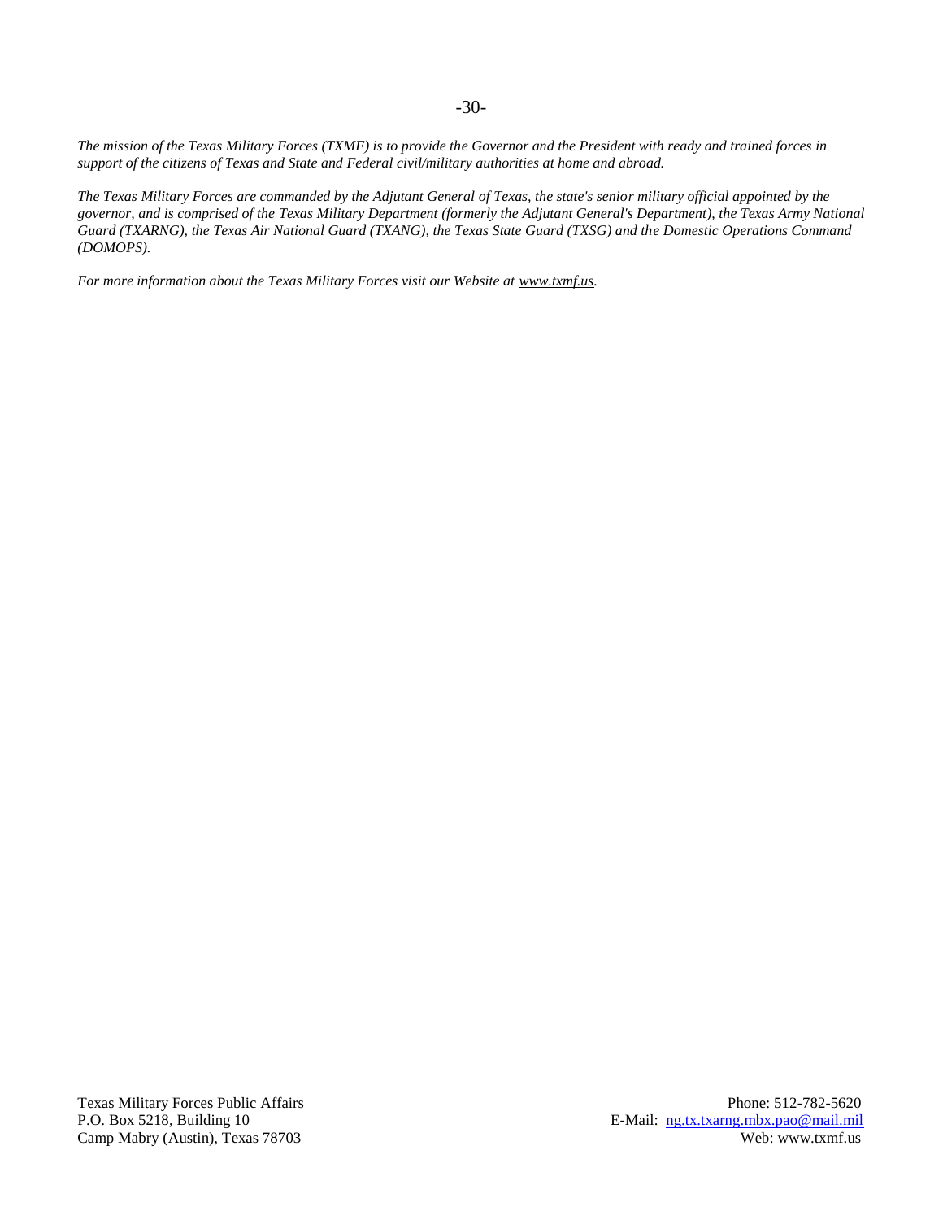-30-

*The mission of the Texas Military Forces (TXMF) is to provide the Governor and the President with ready and trained forces in support of the citizens of Texas and State and Federal civil/military authorities at home and abroad.*

*The Texas Military Forces are commanded by the Adjutant General of Texas, the state's senior military official appointed by the governor, and is comprised of the Texas Military Department (formerly the Adjutant General's Department), the Texas Army National Guard (TXARNG), the Texas Air National Guard (TXANG), the Texas State Guard (TXSG) and the Domestic Operations Command (DOMOPS).*

*For more information about the Texas Military Forces visit our Website at www.txmf.us.*

Texas Military Forces Public Affairs
P.O. Box 5218, Building 10
Camp Mabry (Austin), Texas 78703

Phone: 512-782-5620
E-Mail: ng.tx.txarng.mbx.pao@mail.mil
Web: www.txmf.us